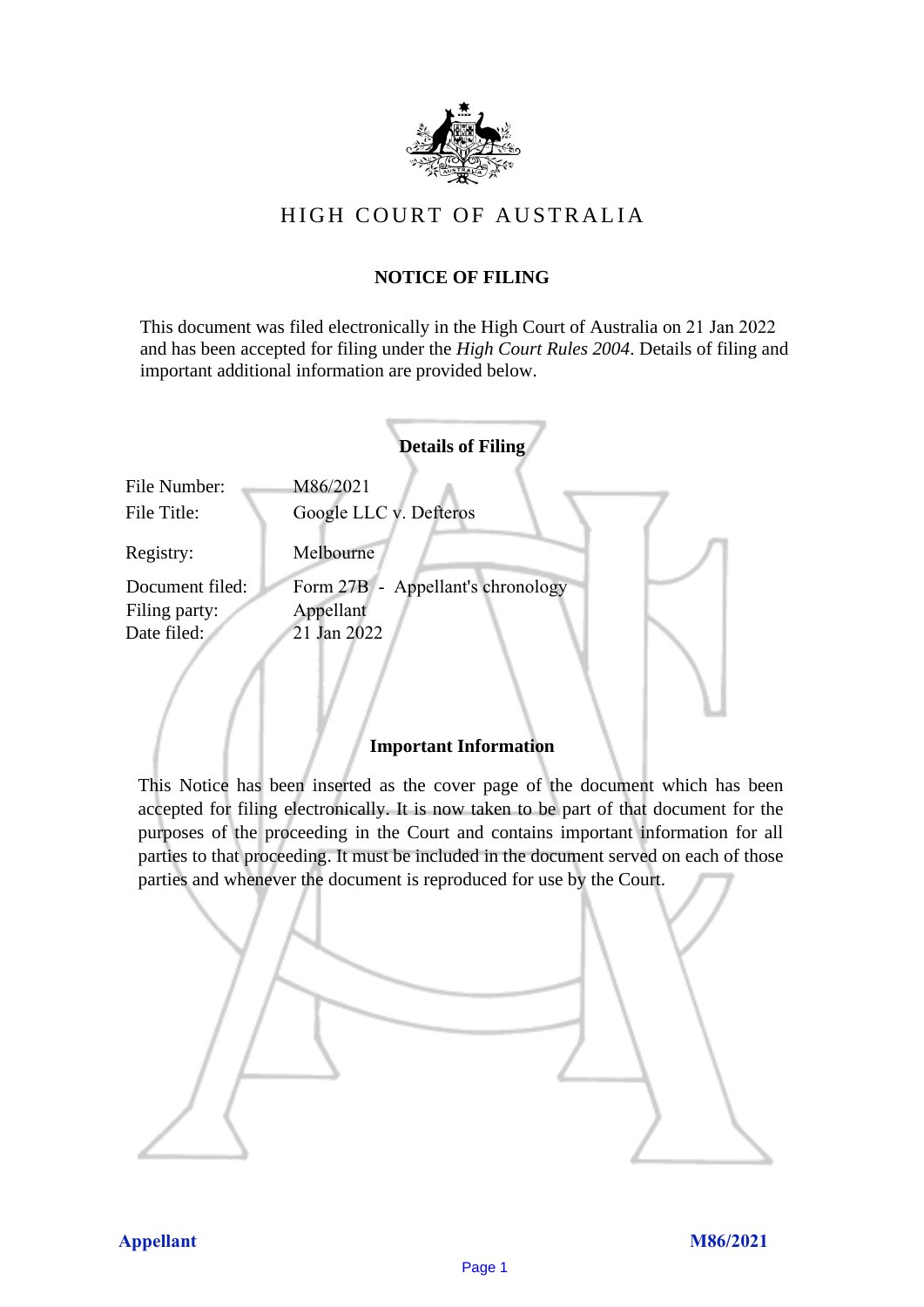# HIGH COURT OF AUSTRALIA

## NOTICE OF FILING

This document was filed electronically in the High Court of Australia on 21 Jan 2022 and has been accepted for filing under the *High Court Rules 2004*. Details of filing and important additional information are provided below.

### Details of Filing

| | |
|---|---|
| File Number: | M86/2021 |
| File Title: | Google LLC v. Defteros |
| Registry: | Melbourne |
| Document filed: | Form 27B - Appellant's chronology |
| Filing party: | Appellant |
| Date filed: | 21 Jan 2022 |

### Important Information

This Notice has been inserted as the cover page of the document which has been accepted for filing electronically. It is now taken to be part of that document for the purposes of the proceeding in the Court and contains important information for all parties to that proceeding. It must be included in the document served on each of those parties and whenever the document is reproduced for use by the Court.

**Appellant** **M86/2021**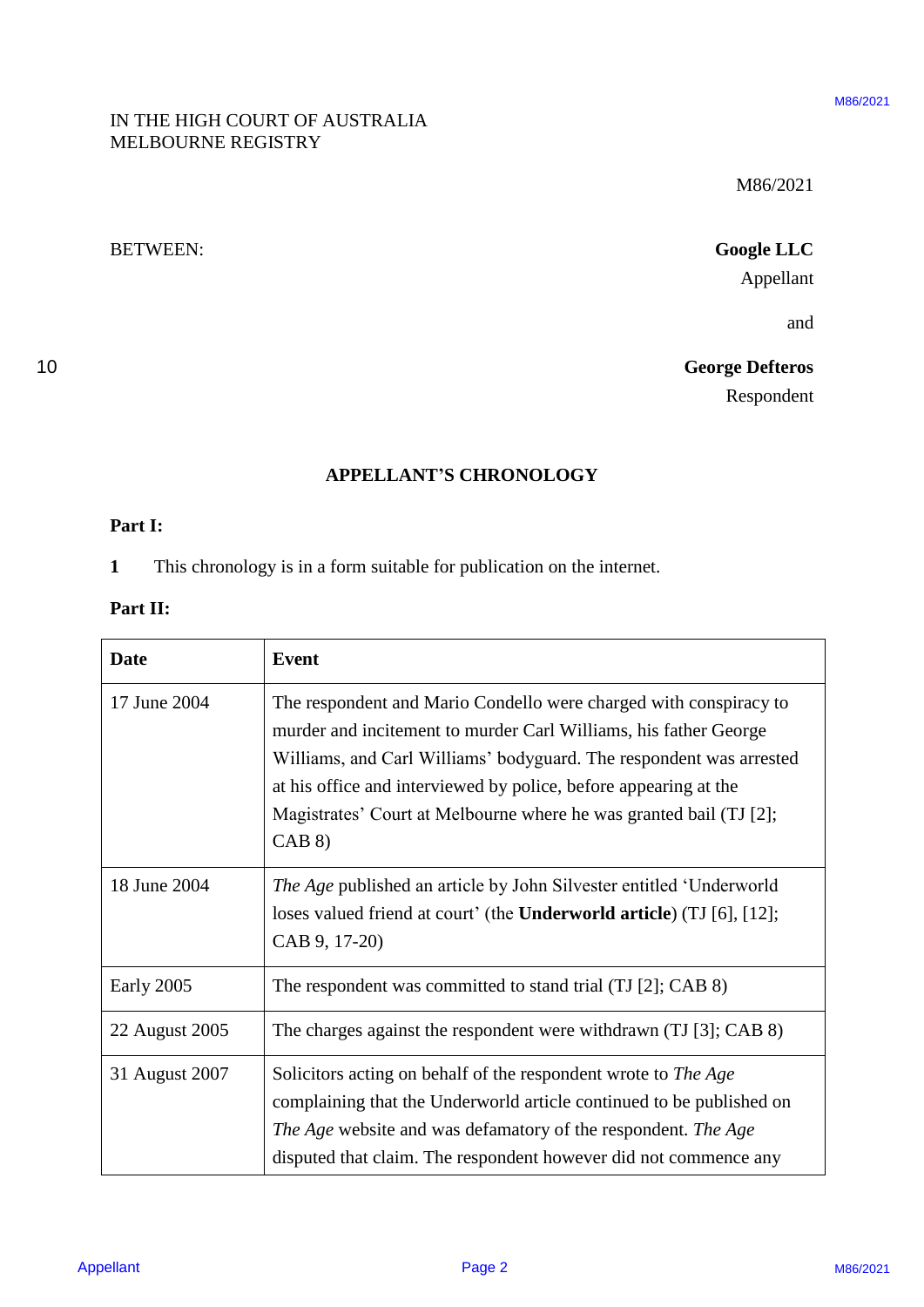IN THE HIGH COURT OF AUSTRALIA
MELBOURNE REGISTRY

M86/2021

BETWEEN:

**Google LLC**
Appellant

and

**George Defteros**
Respondent

## APPELLANT'S CHRONOLOGY

**Part I:**

**1** This chronology is in a form suitable for publication on the internet.

**Part II:**

| **Date** | **Event** |
|---|---|
| 17 June 2004 | The respondent and Mario Condello were charged with conspiracy to murder and incitement to murder Carl Williams, his father George Williams, and Carl Williams' bodyguard. The respondent was arrested at his office and interviewed by police, before appearing at the Magistrates' Court at Melbourne where he was granted bail (TJ [2]; CAB 8) |
| 18 June 2004 | *The Age* published an article by John Silvester entitled 'Underworld loses valued friend at court' (the **Underworld article**) (TJ [6], [12]; CAB 9, 17-20) |
| Early 2005 | The respondent was committed to stand trial (TJ [2]; CAB 8) |
| 22 August 2005 | The charges against the respondent were withdrawn (TJ [3]; CAB 8) |
| 31 August 2007 | Solicitors acting on behalf of the respondent wrote to *The Age* complaining that the Underworld article continued to be published on *The Age* website and was defamatory of the respondent. *The Age* disputed that claim. The respondent however did not commence any |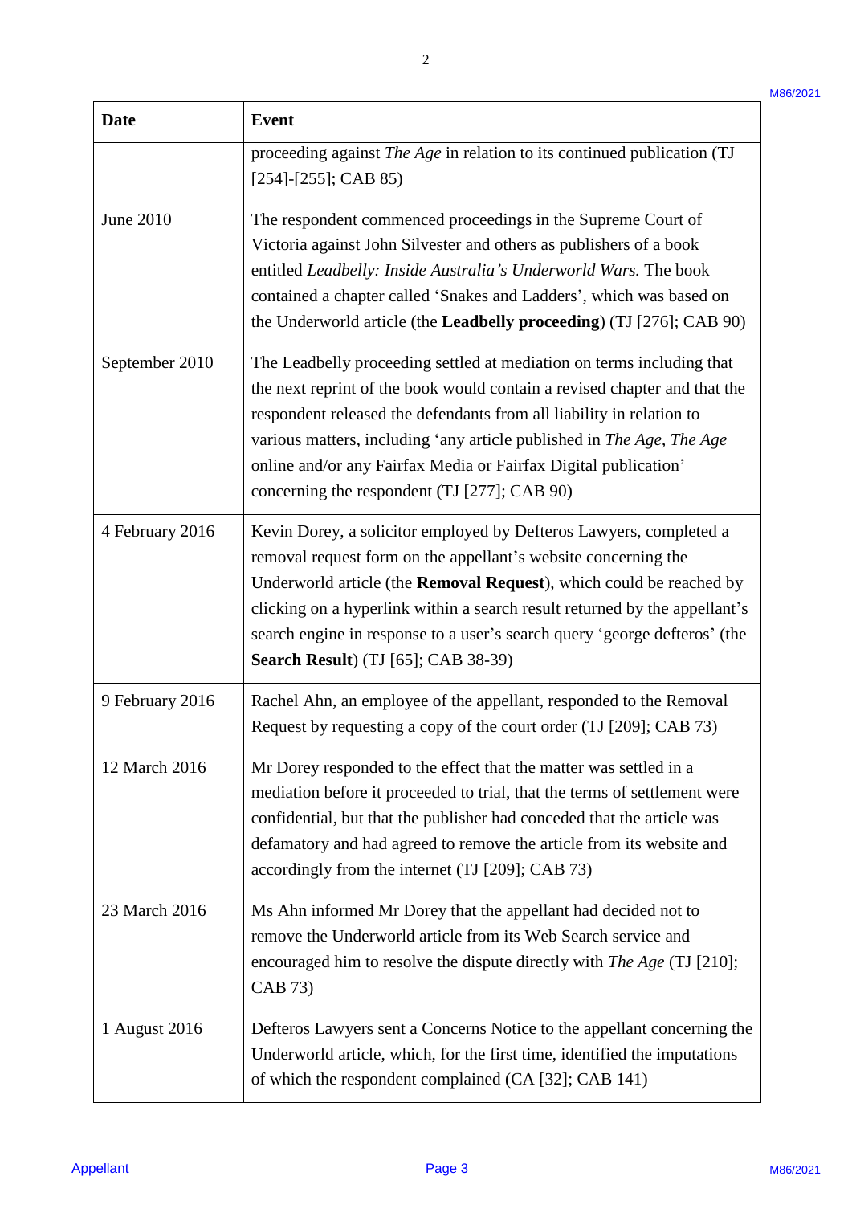| Date | Event |
|---|---|
| | proceeding against *The Age* in relation to its continued publication (TJ [254]-[255]; CAB 85) |
| June 2010 | The respondent commenced proceedings in the Supreme Court of Victoria against John Silvester and others as publishers of a book entitled *Leadbelly: Inside Australia's Underworld Wars.* The book contained a chapter called 'Snakes and Ladders', which was based on the Underworld article (the **Leadbelly proceeding**) (TJ [276]; CAB 90) |
| September 2010 | The Leadbelly proceeding settled at mediation on terms including that the next reprint of the book would contain a revised chapter and that the respondent released the defendants from all liability in relation to various matters, including 'any article published in *The Age*, *The Age* online and/or any Fairfax Media or Fairfax Digital publication' concerning the respondent (TJ [277]; CAB 90) |
| 4 February 2016 | Kevin Dorey, a solicitor employed by Defteros Lawyers, completed a removal request form on the appellant's website concerning the Underworld article (the **Removal Request**), which could be reached by clicking on a hyperlink within a search result returned by the appellant's search engine in response to a user's search query 'george defteros' (the **Search Result**) (TJ [65]; CAB 38-39) |
| 9 February 2016 | Rachel Ahn, an employee of the appellant, responded to the Removal Request by requesting a copy of the court order (TJ [209]; CAB 73) |
| 12 March 2016 | Mr Dorey responded to the effect that the matter was settled in a mediation before it proceeded to trial, that the terms of settlement were confidential, but that the publisher had conceded that the article was defamatory and had agreed to remove the article from its website and accordingly from the internet (TJ [209]; CAB 73) |
| 23 March 2016 | Ms Ahn informed Mr Dorey that the appellant had decided not to remove the Underworld article from its Web Search service and encouraged him to resolve the dispute directly with *The Age* (TJ [210]; CAB 73) |
| 1 August 2016 | Defteros Lawyers sent a Concerns Notice to the appellant concerning the Underworld article, which, for the first time, identified the imputations of which the respondent complained (CA [32]; CAB 141) |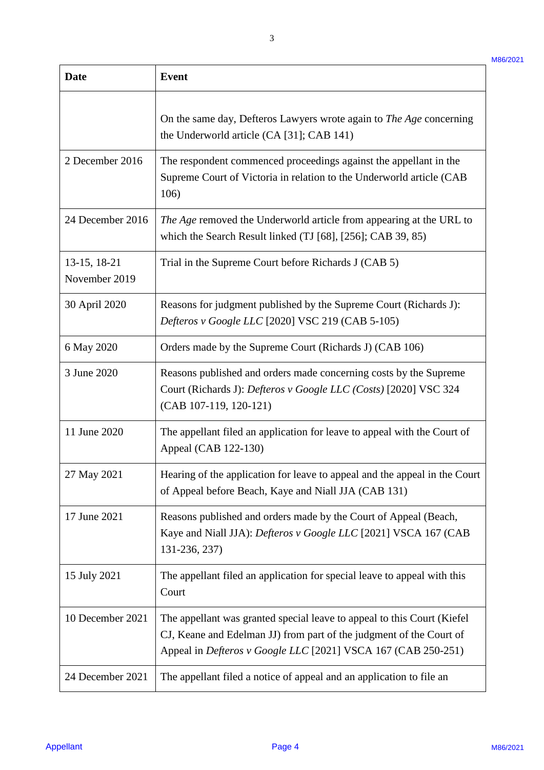| Date | Event |
|---|---|
| | On the same day, Defteros Lawyers wrote again to *The Age* concerning the Underworld article (CA [31]; CAB 141) |
| 2 December 2016 | The respondent commenced proceedings against the appellant in the Supreme Court of Victoria in relation to the Underworld article (CAB 106) |
| 24 December 2016 | *The Age* removed the Underworld article from appearing at the URL to which the Search Result linked (TJ [68], [256]; CAB 39, 85) |
| 13-15, 18-21 November 2019 | Trial in the Supreme Court before Richards J (CAB 5) |
| 30 April 2020 | Reasons for judgment published by the Supreme Court (Richards J): *Defteros v Google LLC* [2020] VSC 219 (CAB 5-105) |
| 6 May 2020 | Orders made by the Supreme Court (Richards J) (CAB 106) |
| 3 June 2020 | Reasons published and orders made concerning costs by the Supreme Court (Richards J): *Defteros v Google LLC (Costs)* [2020] VSC 324 (CAB 107-119, 120-121) |
| 11 June 2020 | The appellant filed an application for leave to appeal with the Court of Appeal (CAB 122-130) |
| 27 May 2021 | Hearing of the application for leave to appeal and the appeal in the Court of Appeal before Beach, Kaye and Niall JJA (CAB 131) |
| 17 June 2021 | Reasons published and orders made by the Court of Appeal (Beach, Kaye and Niall JJA): *Defteros v Google LLC* [2021] VSCA 167 (CAB 131-236, 237) |
| 15 July 2021 | The appellant filed an application for special leave to appeal with this Court |
| 10 December 2021 | The appellant was granted special leave to appeal to this Court (Kiefel CJ, Keane and Edelman JJ) from part of the judgment of the Court of Appeal in *Defteros v Google LLC* [2021] VSCA 167 (CAB 250-251) |
| 24 December 2021 | The appellant filed a notice of appeal and an application to file an |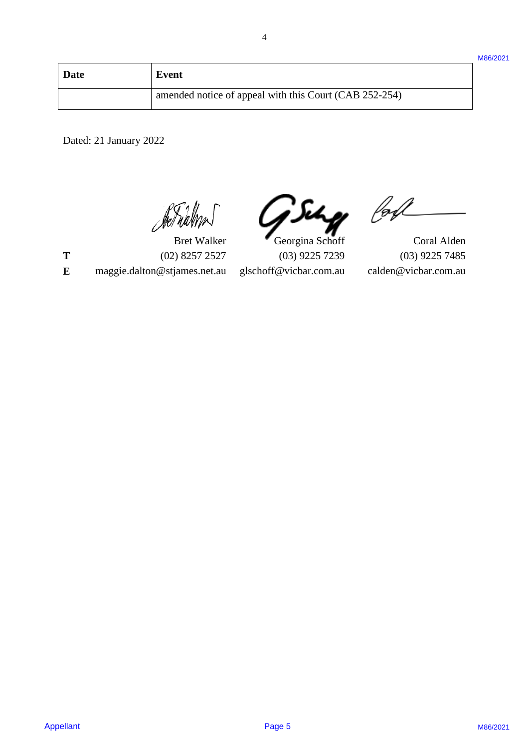| Date | Event |
|---|---|
| | amended notice of appeal with this Court (CAB 252-254) |

Dated: 21 January 2022

| | Bret Walker | Georgina Schoff | Coral Alden |
|---|---|---|---|
| **T** | (02) 8257 2527 | (03) 9225 7239 | (03) 9225 7485 |
| **E** | maggie.dalton@stjames.net.au | glschoff@vicbar.com.au | calden@vicbar.com.au |